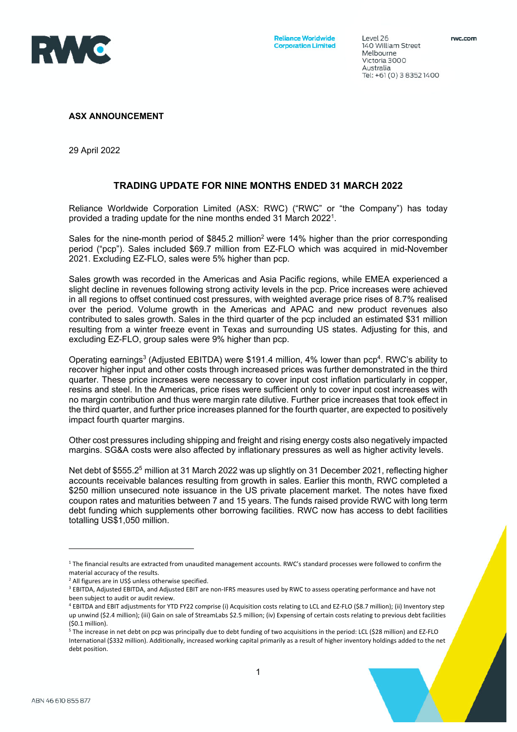Reliance Worldwide Corporation Limited

Level 26
140 William Street
Melbourne
Victoria 3000
Australia
Tel: +61 (0) 3 8352 1400

rwc.com

**ASX ANNOUNCEMENT**

29 April 2022

## TRADING UPDATE FOR NINE MONTHS ENDED 31 MARCH 2022

Reliance Worldwide Corporation Limited (ASX: RWC) ("RWC" or "the Company") has today provided a trading update for the nine months ended 31 March 2022[1].

Sales for the nine-month period of $845.2 million[2] were 14% higher than the prior corresponding period ("pcp"). Sales included $69.7 million from EZ-FLO which was acquired in mid-November 2021. Excluding EZ-FLO, sales were 5% higher than pcp.

Sales growth was recorded in the Americas and Asia Pacific regions, while EMEA experienced a slight decline in revenues following strong activity levels in the pcp. Price increases were achieved in all regions to offset continued cost pressures, with weighted average price rises of 8.7% realised over the period. Volume growth in the Americas and APAC and new product revenues also contributed to sales growth. Sales in the third quarter of the pcp included an estimated $31 million resulting from a winter freeze event in Texas and surrounding US states. Adjusting for this, and excluding EZ-FLO, group sales were 9% higher than pcp.

Operating earnings[3] (Adjusted EBITDA) were $191.4 million, 4% lower than pcp[4]. RWC's ability to recover higher input and other costs through increased prices was further demonstrated in the third quarter. These price increases were necessary to cover input cost inflation particularly in copper, resins and steel. In the Americas, price rises were sufficient only to cover input cost increases with no margin contribution and thus were margin rate dilutive. Further price increases that took effect in the third quarter, and further price increases planned for the fourth quarter, are expected to positively impact fourth quarter margins.

Other cost pressures including shipping and freight and rising energy costs also negatively impacted margins. SG&A costs were also affected by inflationary pressures as well as higher activity levels.

Net debt of $555.2[5] million at 31 March 2022 was up slightly on 31 December 2021, reflecting higher accounts receivable balances resulting from growth in sales. Earlier this month, RWC completed a $250 million unsecured note issuance in the US private placement market. The notes have fixed coupon rates and maturities between 7 and 15 years. The funds raised provide RWC with long term debt funding which supplements other borrowing facilities. RWC now has access to debt facilities totalling US$1,050 million.

---

[1] The financial results are extracted from unaudited management accounts. RWC's standard processes were followed to confirm the material accuracy of the results.

[2] All figures are in US$ unless otherwise specified.

[3] EBITDA, Adjusted EBITDA, and Adjusted EBIT are non-IFRS measures used by RWC to assess operating performance and have not been subject to audit or audit review.

[4] EBITDA and EBIT adjustments for YTD FY22 comprise (i) Acquisition costs relating to LCL and EZ-FLO ($8.7 million); (ii) Inventory step up unwind ($2.4 million); (iii) Gain on sale of StreamLabs $2.5 million; (iv) Expensing of certain costs relating to previous debt facilities ($0.1 million).

[5] The increase in net debt on pcp was principally due to debt funding of two acquisitions in the period: LCL ($28 million) and EZ-FLO International ($332 million). Additionally, increased working capital primarily as a result of higher inventory holdings added to the net debt position.

ABN 46 610 855 877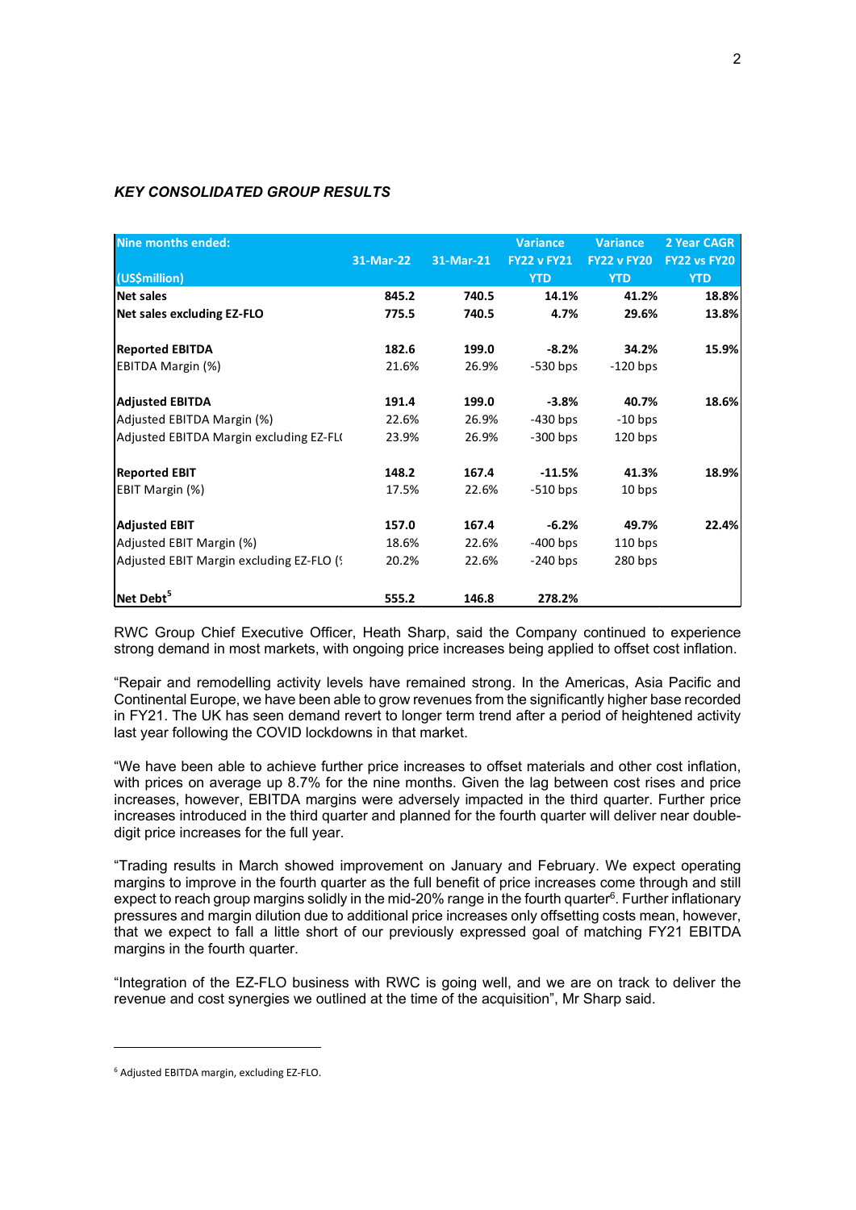### *KEY CONSOLIDATED GROUP RESULTS*

| Nine months ended:<br><br>(US$million) | 31-Mar-22 | 31-Mar-21 | Variance FY22 v FY21 YTD | Variance FY22 v FY20 YTD | 2 Year CAGR FY22 vs FY20 YTD |
|---|---|---|---|---|---|
| **Net sales** | **845.2** | **740.5** | **14.1%** | **41.2%** | **18.8%** |
| **Net sales excluding EZ-FLO** | **775.5** | **740.5** | **4.7%** | **29.6%** | **13.8%** |
| | | | | | |
| **Reported EBITDA** | **182.6** | **199.0** | **-8.2%** | **34.2%** | **15.9%** |
| EBITDA Margin (%) | 21.6% | 26.9% | -530 bps | -120 bps | |
| | | | | | |
| **Adjusted EBITDA** | **191.4** | **199.0** | **-3.8%** | **40.7%** | **18.6%** |
| Adjusted EBITDA Margin (%) | 22.6% | 26.9% | -430 bps | -10 bps | |
| Adjusted EBITDA Margin excluding EZ-FL( | 23.9% | 26.9% | -300 bps | 120 bps | |
| | | | | | |
| **Reported EBIT** | **148.2** | **167.4** | **-11.5%** | **41.3%** | **18.9%** |
| EBIT Margin (%) | 17.5% | 22.6% | -510 bps | 10 bps | |
| | | | | | |
| **Adjusted EBIT** | **157.0** | **167.4** | **-6.2%** | **49.7%** | **22.4%** |
| Adjusted EBIT Margin (%) | 18.6% | 22.6% | -400 bps | 110 bps | |
| Adjusted EBIT Margin excluding EZ-FLO (? | 20.2% | 22.6% | -240 bps | 280 bps | |
| | | | | | |
| **Net Debt**[5] | **555.2** | **146.8** | **278.2%** | | |

RWC Group Chief Executive Officer, Heath Sharp, said the Company continued to experience strong demand in most markets, with ongoing price increases being applied to offset cost inflation.

"Repair and remodelling activity levels have remained strong. In the Americas, Asia Pacific and Continental Europe, we have been able to grow revenues from the significantly higher base recorded in FY21. The UK has seen demand revert to longer term trend after a period of heightened activity last year following the COVID lockdowns in that market.

"We have been able to achieve further price increases to offset materials and other cost inflation, with prices on average up 8.7% for the nine months. Given the lag between cost rises and price increases, however, EBITDA margins were adversely impacted in the third quarter. Further price increases introduced in the third quarter and planned for the fourth quarter will deliver near double-digit price increases for the full year.

"Trading results in March showed improvement on January and February. We expect operating margins to improve in the fourth quarter as the full benefit of price increases come through and still expect to reach group margins solidly in the mid-20% range in the fourth quarter[6]. Further inflationary pressures and margin dilution due to additional price increases only offsetting costs mean, however, that we expect to fall a little short of our previously expressed goal of matching FY21 EBITDA margins in the fourth quarter.

"Integration of the EZ-FLO business with RWC is going well, and we are on track to deliver the revenue and cost synergies we outlined at the time of the acquisition", Mr Sharp said.

---

[6] Adjusted EBITDA margin, excluding EZ-FLO.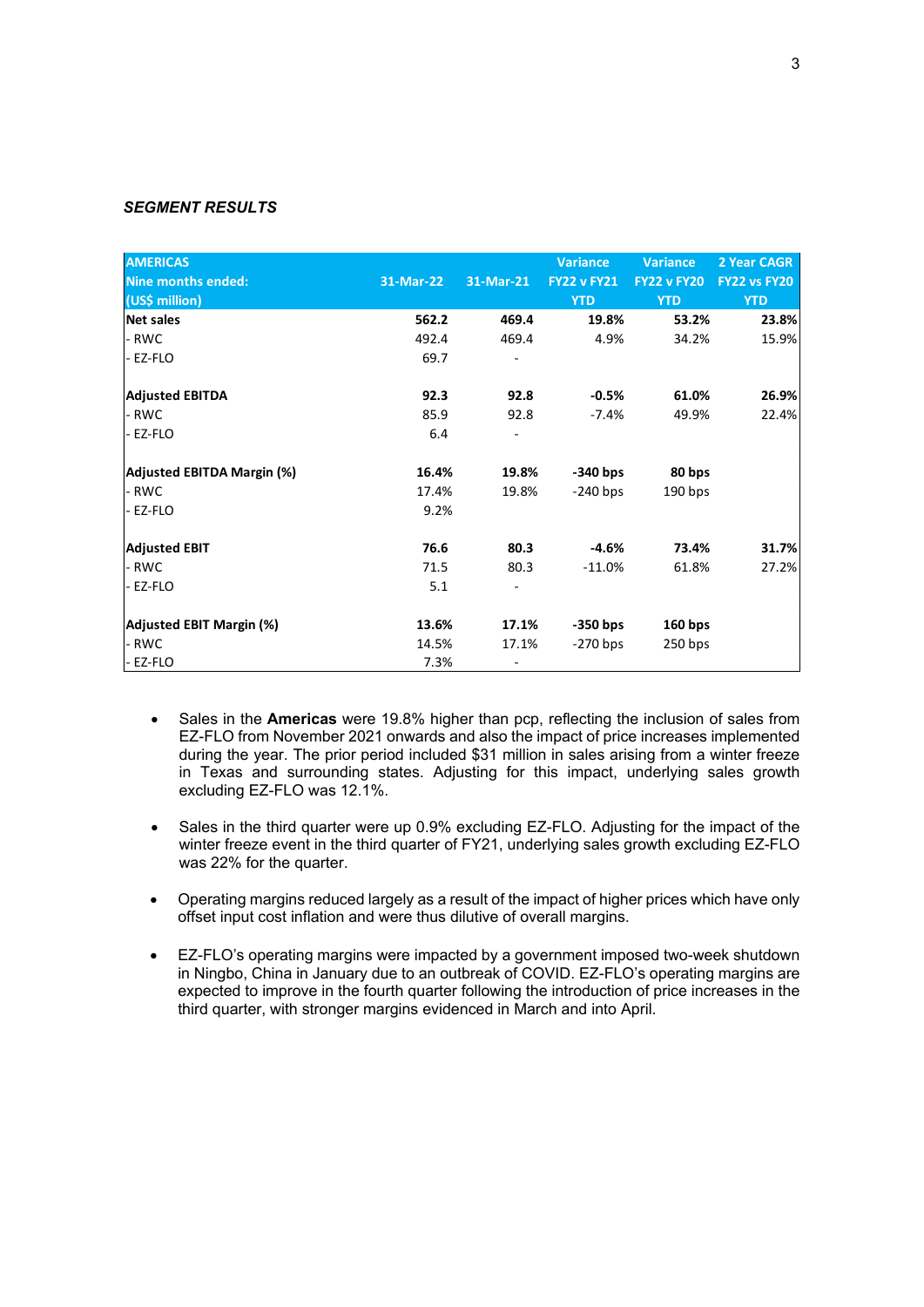***SEGMENT RESULTS***

| AMERICAS<br>Nine months ended:<br>(US$ million) | 31-Mar-22 | 31-Mar-21 | Variance<br>FY22 v FY21<br>YTD | Variance<br>FY22 v FY20<br>YTD | 2 Year CAGR<br>FY22 vs FY20<br>YTD |
|---|---|---|---|---|---|
| **Net sales** | **562.2** | **469.4** | **19.8%** | **53.2%** | **23.8%** |
| - RWC | 492.4 | 469.4 | 4.9% | 34.2% | 15.9% |
| - EZ-FLO | 69.7 | - | | | |
| | | | | | |
| **Adjusted EBITDA** | **92.3** | **92.8** | **-0.5%** | **61.0%** | **26.9%** |
| - RWC | 85.9 | 92.8 | -7.4% | 49.9% | 22.4% |
| - EZ-FLO | 6.4 | - | | | |
| | | | | | |
| **Adjusted EBITDA Margin (%)** | **16.4%** | **19.8%** | **-340 bps** | **80 bps** | |
| - RWC | 17.4% | 19.8% | -240 bps | 190 bps | |
| - EZ-FLO | 9.2% | | | | |
| | | | | | |
| **Adjusted EBIT** | **76.6** | **80.3** | **-4.6%** | **73.4%** | **31.7%** |
| - RWC | 71.5 | 80.3 | -11.0% | 61.8% | 27.2% |
| - EZ-FLO | 5.1 | - | | | |
| | | | | | |
| **Adjusted EBIT Margin (%)** | **13.6%** | **17.1%** | **-350 bps** | **160 bps** | |
| - RWC | 14.5% | 17.1% | -270 bps | 250 bps | |
| - EZ-FLO | 7.3% | - | | | |

- Sales in the **Americas** were 19.8% higher than pcp, reflecting the inclusion of sales from EZ-FLO from November 2021 onwards and also the impact of price increases implemented during the year. The prior period included $31 million in sales arising from a winter freeze in Texas and surrounding states. Adjusting for this impact, underlying sales growth excluding EZ-FLO was 12.1%.

- Sales in the third quarter were up 0.9% excluding EZ-FLO. Adjusting for the impact of the winter freeze event in the third quarter of FY21, underlying sales growth excluding EZ-FLO was 22% for the quarter.

- Operating margins reduced largely as a result of the impact of higher prices which have only offset input cost inflation and were thus dilutive of overall margins.

- EZ-FLO's operating margins were impacted by a government imposed two-week shutdown in Ningbo, China in January due to an outbreak of COVID. EZ-FLO's operating margins are expected to improve in the fourth quarter following the introduction of price increases in the third quarter, with stronger margins evidenced in March and into April.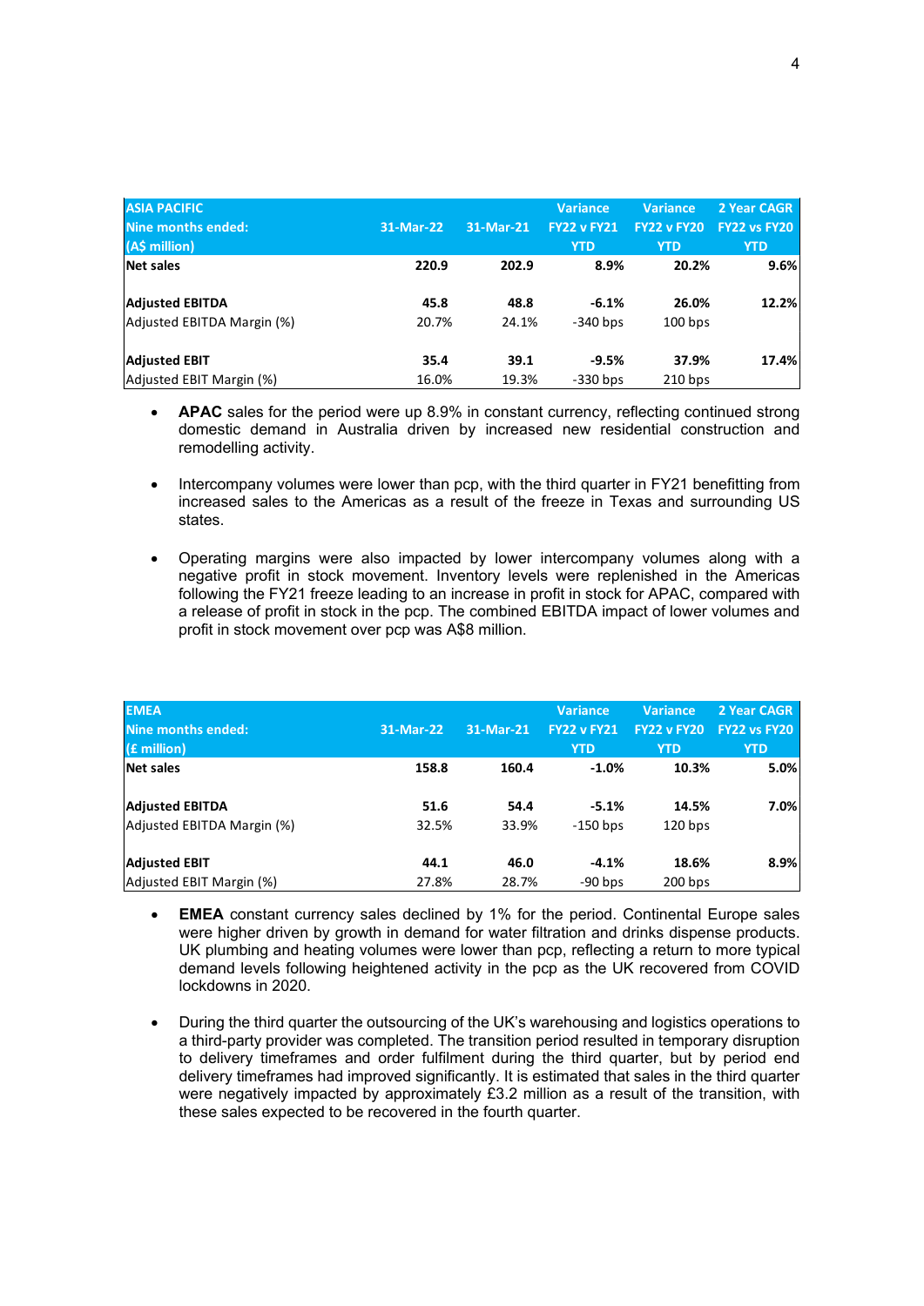| ASIA PACIFIC<br>Nine months ended:<br>(A$ million) | 31-Mar-22 | 31-Mar-21 | Variance<br>FY22 v FY21<br>YTD | Variance<br>FY22 v FY20<br>YTD | 2 Year CAGR<br>FY22 vs FY20<br>YTD |
|---|---|---|---|---|---|
| **Net sales** | **220.9** | **202.9** | **8.9%** | **20.2%** | **9.6%** |
| | | | | | |
| **Adjusted EBITDA** | **45.8** | **48.8** | **-6.1%** | **26.0%** | **12.2%** |
| Adjusted EBITDA Margin (%) | 20.7% | 24.1% | -340 bps | 100 bps | |
| | | | | | |
| **Adjusted EBIT** | **35.4** | **39.1** | **-9.5%** | **37.9%** | **17.4%** |
| Adjusted EBIT Margin (%) | 16.0% | 19.3% | -330 bps | 210 bps | |

- **APAC** sales for the period were up 8.9% in constant currency, reflecting continued strong domestic demand in Australia driven by increased new residential construction and remodelling activity.

- Intercompany volumes were lower than pcp, with the third quarter in FY21 benefitting from increased sales to the Americas as a result of the freeze in Texas and surrounding US states.

- Operating margins were also impacted by lower intercompany volumes along with a negative profit in stock movement. Inventory levels were replenished in the Americas following the FY21 freeze leading to an increase in profit in stock for APAC, compared with a release of profit in stock in the pcp. The combined EBITDA impact of lower volumes and profit in stock movement over pcp was A$8 million.

| EMEA<br>Nine months ended:<br>(£ million) | 31-Mar-22 | 31-Mar-21 | Variance<br>FY22 v FY21<br>YTD | Variance<br>FY22 v FY20<br>YTD | 2 Year CAGR<br>FY22 vs FY20<br>YTD |
|---|---|---|---|---|---|
| **Net sales** | **158.8** | **160.4** | **-1.0%** | **10.3%** | **5.0%** |
| | | | | | |
| **Adjusted EBITDA** | **51.6** | **54.4** | **-5.1%** | **14.5%** | **7.0%** |
| Adjusted EBITDA Margin (%) | 32.5% | 33.9% | -150 bps | 120 bps | |
| | | | | | |
| **Adjusted EBIT** | **44.1** | **46.0** | **-4.1%** | **18.6%** | **8.9%** |
| Adjusted EBIT Margin (%) | 27.8% | 28.7% | -90 bps | 200 bps | |

- **EMEA** constant currency sales declined by 1% for the period. Continental Europe sales were higher driven by growth in demand for water filtration and drinks dispense products. UK plumbing and heating volumes were lower than pcp, reflecting a return to more typical demand levels following heightened activity in the pcp as the UK recovered from COVID lockdowns in 2020.

- During the third quarter the outsourcing of the UK's warehousing and logistics operations to a third-party provider was completed. The transition period resulted in temporary disruption to delivery timeframes and order fulfilment during the third quarter, but by period end delivery timeframes had improved significantly. It is estimated that sales in the third quarter were negatively impacted by approximately £3.2 million as a result of the transition, with these sales expected to be recovered in the fourth quarter.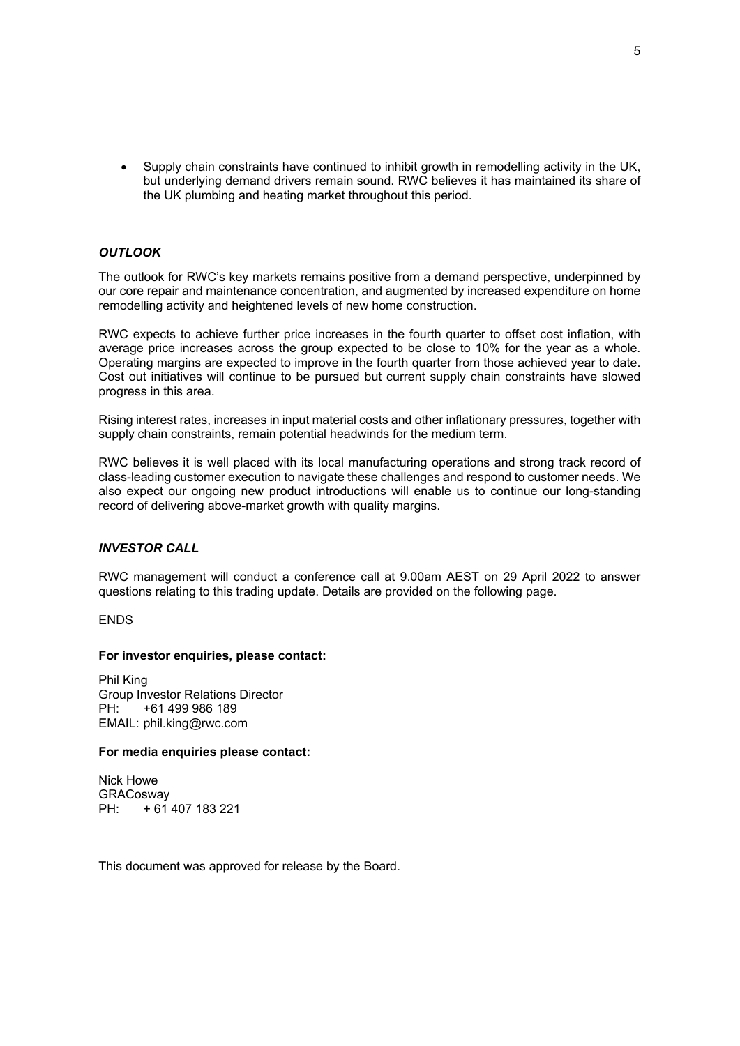- Supply chain constraints have continued to inhibit growth in remodelling activity in the UK, but underlying demand drivers remain sound. RWC believes it has maintained its share of the UK plumbing and heating market throughout this period.

### *OUTLOOK*

The outlook for RWC's key markets remains positive from a demand perspective, underpinned by our core repair and maintenance concentration, and augmented by increased expenditure on home remodelling activity and heightened levels of new home construction.

RWC expects to achieve further price increases in the fourth quarter to offset cost inflation, with average price increases across the group expected to be close to 10% for the year as a whole. Operating margins are expected to improve in the fourth quarter from those achieved year to date. Cost out initiatives will continue to be pursued but current supply chain constraints have slowed progress in this area.

Rising interest rates, increases in input material costs and other inflationary pressures, together with supply chain constraints, remain potential headwinds for the medium term.

RWC believes it is well placed with its local manufacturing operations and strong track record of class-leading customer execution to navigate these challenges and respond to customer needs. We also expect our ongoing new product introductions will enable us to continue our long-standing record of delivering above-market growth with quality margins.

### *INVESTOR CALL*

RWC management will conduct a conference call at 9.00am AEST on 29 April 2022 to answer questions relating to this trading update. Details are provided on the following page.

ENDS

**For investor enquiries, please contact:**

Phil King
Group Investor Relations Director
PH: +61 499 986 189
EMAIL: phil.king@rwc.com

**For media enquiries please contact:**

Nick Howe
GRACosway
PH: + 61 407 183 221

This document was approved for release by the Board.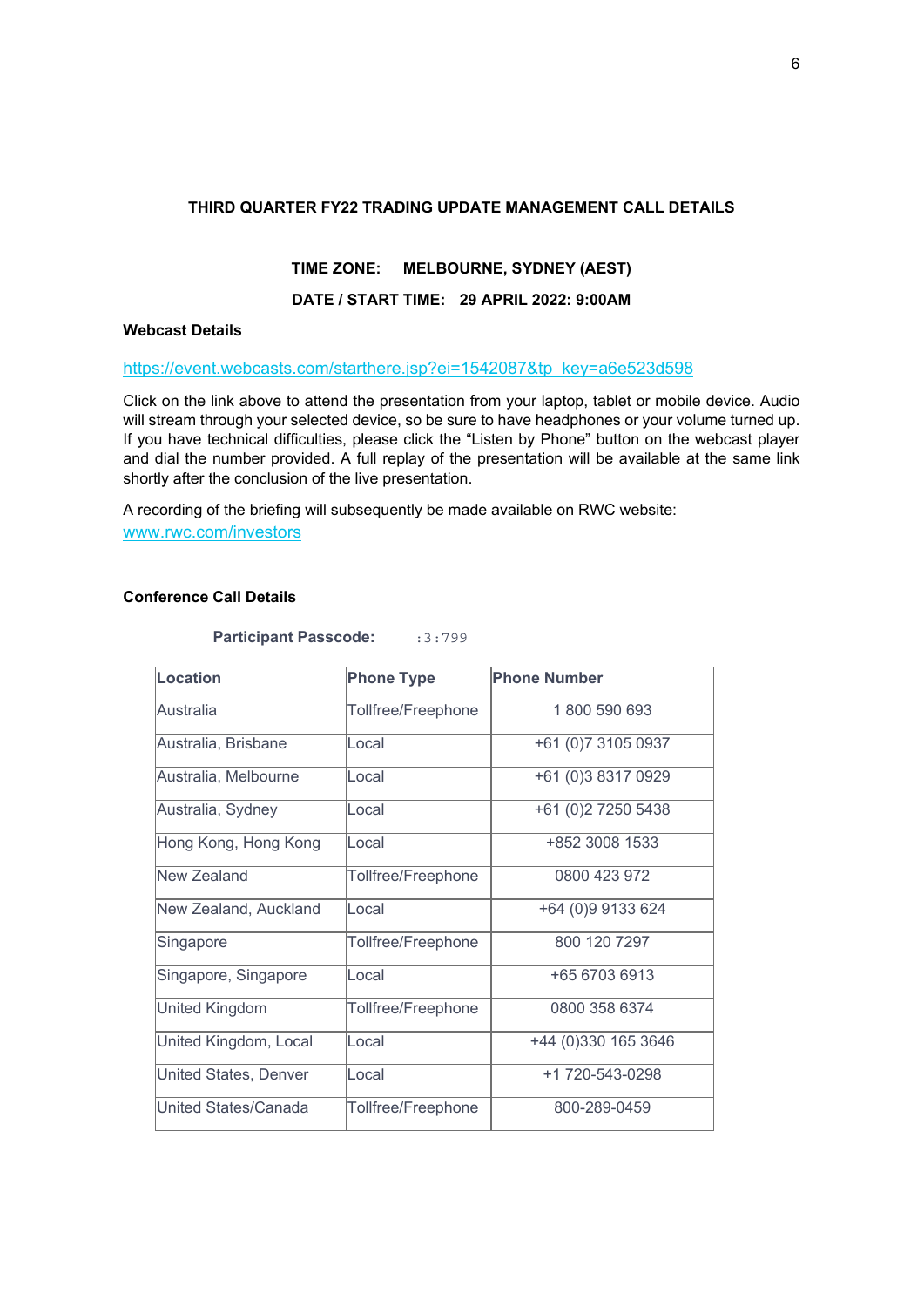**THIRD QUARTER FY22 TRADING UPDATE MANAGEMENT CALL DETAILS**

**TIME ZONE: MELBOURNE, SYDNEY (AEST)**

**DATE / START TIME: 29 APRIL 2022: 9:00AM**

**Webcast Details**

https://event.webcasts.com/starthere.jsp?ei=1542087&tp_key=a6e523d598

Click on the link above to attend the presentation from your laptop, tablet or mobile device. Audio will stream through your selected device, so be sure to have headphones or your volume turned up. If you have technical difficulties, please click the "Listen by Phone" button on the webcast player and dial the number provided. A full replay of the presentation will be available at the same link shortly after the conclusion of the live presentation.

A recording of the briefing will subsequently be made available on RWC website:
www.rwc.com/investors

**Conference Call Details**

**Participant Passcode:** :3:799

| Location | Phone Type | Phone Number |
|---|---|---|
| Australia | Tollfree/Freephone | 1 800 590 693 |
| Australia, Brisbane | Local | +61 (0)7 3105 0937 |
| Australia, Melbourne | Local | +61 (0)3 8317 0929 |
| Australia, Sydney | Local | +61 (0)2 7250 5438 |
| Hong Kong, Hong Kong | Local | +852 3008 1533 |
| New Zealand | Tollfree/Freephone | 0800 423 972 |
| New Zealand, Auckland | Local | +64 (0)9 9133 624 |
| Singapore | Tollfree/Freephone | 800 120 7297 |
| Singapore, Singapore | Local | +65 6703 6913 |
| United Kingdom | Tollfree/Freephone | 0800 358 6374 |
| United Kingdom, Local | Local | +44 (0)330 165 3646 |
| United States, Denver | Local | +1 720-543-0298 |
| United States/Canada | Tollfree/Freephone | 800-289-0459 |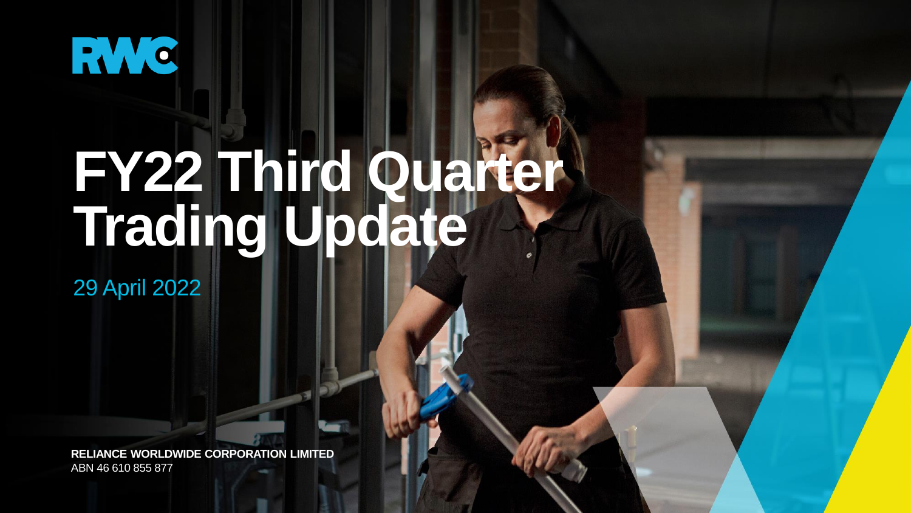RWC

# FY22 Third Quarter Trading Update

29 April 2022

**RELIANCE WORLDWIDE CORPORATION LIMITED**
ABN 46 610 855 877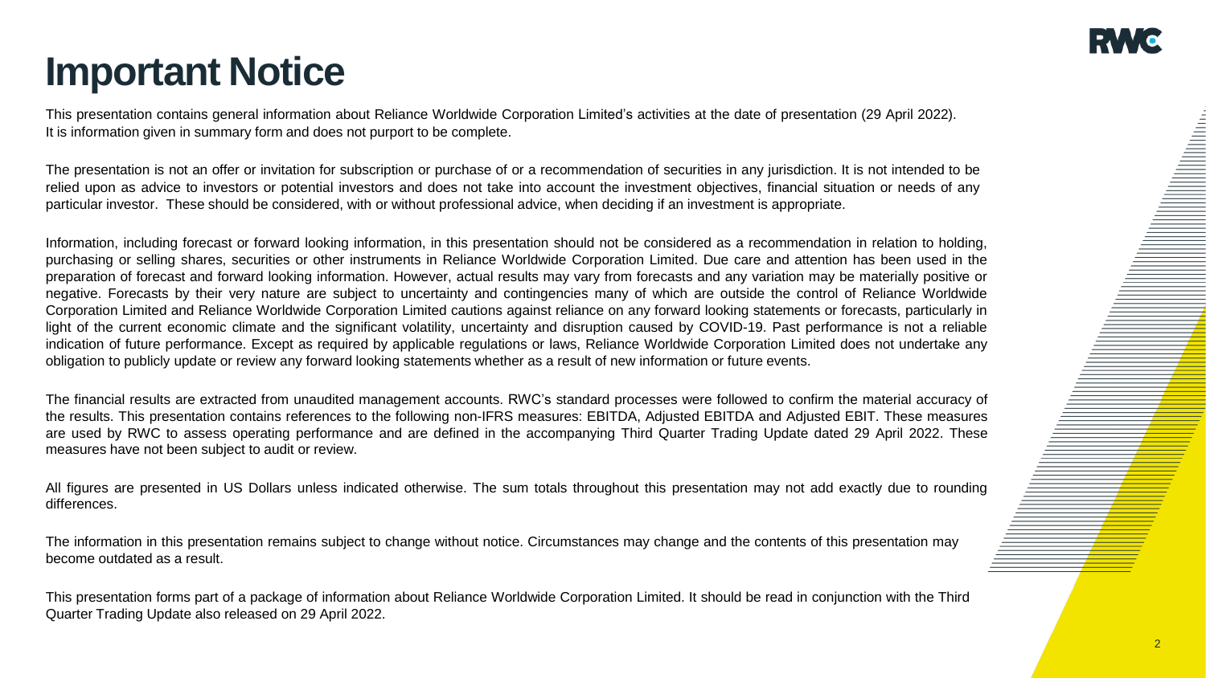# Important Notice

This presentation contains general information about Reliance Worldwide Corporation Limited's activities at the date of presentation (29 April 2022). It is information given in summary form and does not purport to be complete.

The presentation is not an offer or invitation for subscription or purchase of or a recommendation of securities in any jurisdiction. It is not intended to be relied upon as advice to investors or potential investors and does not take into account the investment objectives, financial situation or needs of any particular investor. These should be considered, with or without professional advice, when deciding if an investment is appropriate.

Information, including forecast or forward looking information, in this presentation should not be considered as a recommendation in relation to holding, purchasing or selling shares, securities or other instruments in Reliance Worldwide Corporation Limited. Due care and attention has been used in the preparation of forecast and forward looking information. However, actual results may vary from forecasts and any variation may be materially positive or negative. Forecasts by their very nature are subject to uncertainty and contingencies many of which are outside the control of Reliance Worldwide Corporation Limited and Reliance Worldwide Corporation Limited cautions against reliance on any forward looking statements or forecasts, particularly in light of the current economic climate and the significant volatility, uncertainty and disruption caused by COVID-19. Past performance is not a reliable indication of future performance. Except as required by applicable regulations or laws, Reliance Worldwide Corporation Limited does not undertake any obligation to publicly update or review any forward looking statements whether as a result of new information or future events.

The financial results are extracted from unaudited management accounts. RWC's standard processes were followed to confirm the material accuracy of the results. This presentation contains references to the following non-IFRS measures: EBITDA, Adjusted EBITDA and Adjusted EBIT. These measures are used by RWC to assess operating performance and are defined in the accompanying Third Quarter Trading Update dated 29 April 2022. These measures have not been subject to audit or review.

All figures are presented in US Dollars unless indicated otherwise. The sum totals throughout this presentation may not add exactly due to rounding differences.

The information in this presentation remains subject to change without notice. Circumstances may change and the contents of this presentation may become outdated as a result.

This presentation forms part of a package of information about Reliance Worldwide Corporation Limited. It should be read in conjunction with the Third Quarter Trading Update also released on 29 April 2022.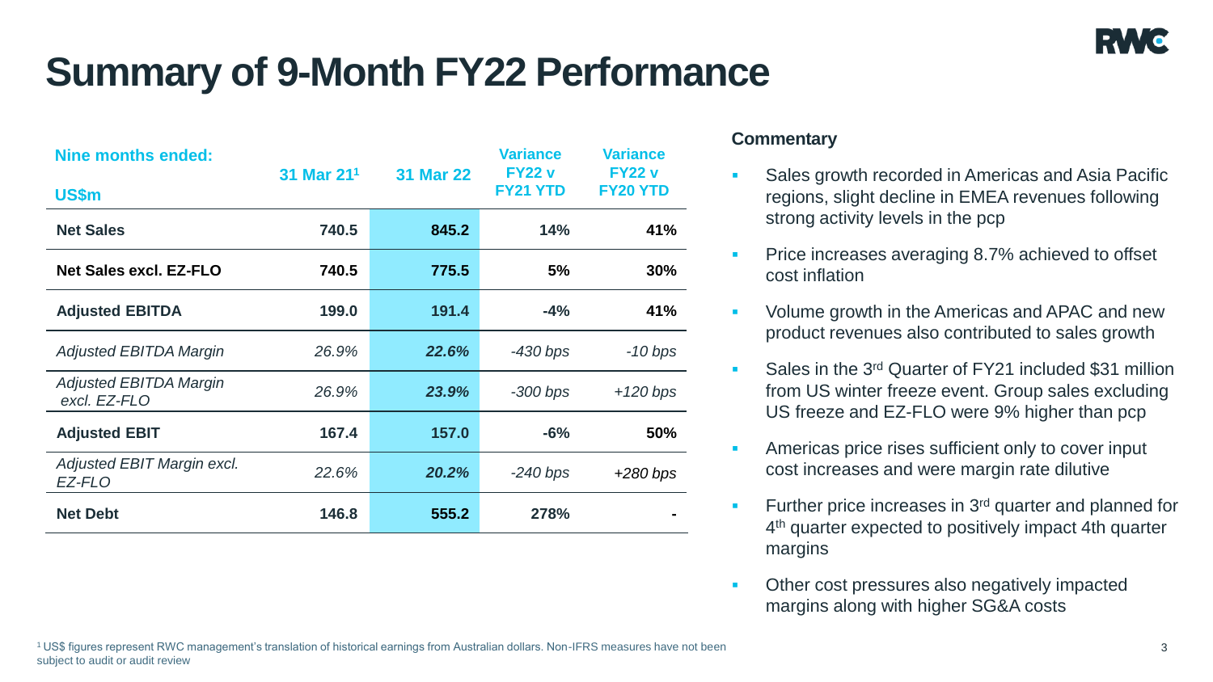# Summary of 9-Month FY22 Performance

| Nine months ended: US$m | 31 Mar 21[1] | 31 Mar 22 | Variance FY22 v FY21 YTD | Variance FY22 v FY20 YTD |
|---|---|---|---|---|
| **Net Sales** | **740.5** | **845.2** | **14%** | **41%** |
| **Net Sales excl. EZ-FLO** | **740.5** | **775.5** | **5%** | **30%** |
| **Adjusted EBITDA** | **199.0** | **191.4** | **-4%** | **41%** |
| *Adjusted EBITDA Margin* | *26.9%* | ***22.6%*** | *-430 bps* | *-10 bps* |
| *Adjusted EBITDA Margin excl. EZ-FLO* | *26.9%* | ***23.9%*** | *-300 bps* | *+120 bps* |
| **Adjusted EBIT** | **167.4** | **157.0** | **-6%** | **50%** |
| *Adjusted EBIT Margin excl. EZ-FLO* | *22.6%* | ***20.2%*** | *-240 bps* | *+280 bps* |
| **Net Debt** | **146.8** | **555.2** | **278%** | **-** |

**Commentary**

- Sales growth recorded in Americas and Asia Pacific regions, slight decline in EMEA revenues following strong activity levels in the pcp
- Price increases averaging 8.7% achieved to offset cost inflation
- Volume growth in the Americas and APAC and new product revenues also contributed to sales growth
- Sales in the 3rd Quarter of FY21 included $31 million from US winter freeze event. Group sales excluding US freeze and EZ-FLO were 9% higher than pcp
- Americas price rises sufficient only to cover input cost increases and were margin rate dilutive
- Further price increases in 3rd quarter and planned for 4th quarter expected to positively impact 4th quarter margins
- Other cost pressures also negatively impacted margins along with higher SG&A costs

[1] US$ figures represent RWC management's translation of historical earnings from Australian dollars. Non-IFRS measures have not been subject to audit or audit review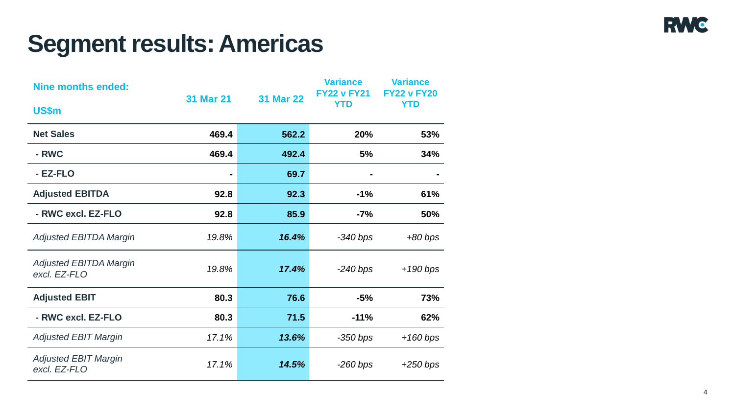# Segment results: Americas

| Nine months ended: US$m | 31 Mar 21 | 31 Mar 22 | Variance FY22 v FY21 YTD | Variance FY22 v FY20 YTD |
|---|---|---|---|---|
| **Net Sales** | **469.4** | **562.2** | **20%** | **53%** |
| **- RWC** | **469.4** | **492.4** | **5%** | **34%** |
| **- EZ-FLO** | **-** | **69.7** | **-** | **-** |
| **Adjusted EBITDA** | **92.8** | **92.3** | **-1%** | **61%** |
| **- RWC excl. EZ-FLO** | **92.8** | **85.9** | **-7%** | **50%** |
| *Adjusted EBITDA Margin* | *19.8%* | ***16.4%*** | *-340 bps* | *+80 bps* |
| *Adjusted EBITDA Margin excl. EZ-FLO* | *19.8%* | ***17.4%*** | *-240 bps* | *+190 bps* |
| **Adjusted EBIT** | **80.3** | **76.6** | **-5%** | **73%** |
| **- RWC excl. EZ-FLO** | **80.3** | **71.5** | **-11%** | **62%** |
| *Adjusted EBIT Margin* | *17.1%* | ***13.6%*** | *-350 bps* | *+160 bps* |
| *Adjusted EBIT Margin excl. EZ-FLO* | *17.1%* | ***14.5%*** | *-260 bps* | *+250 bps* |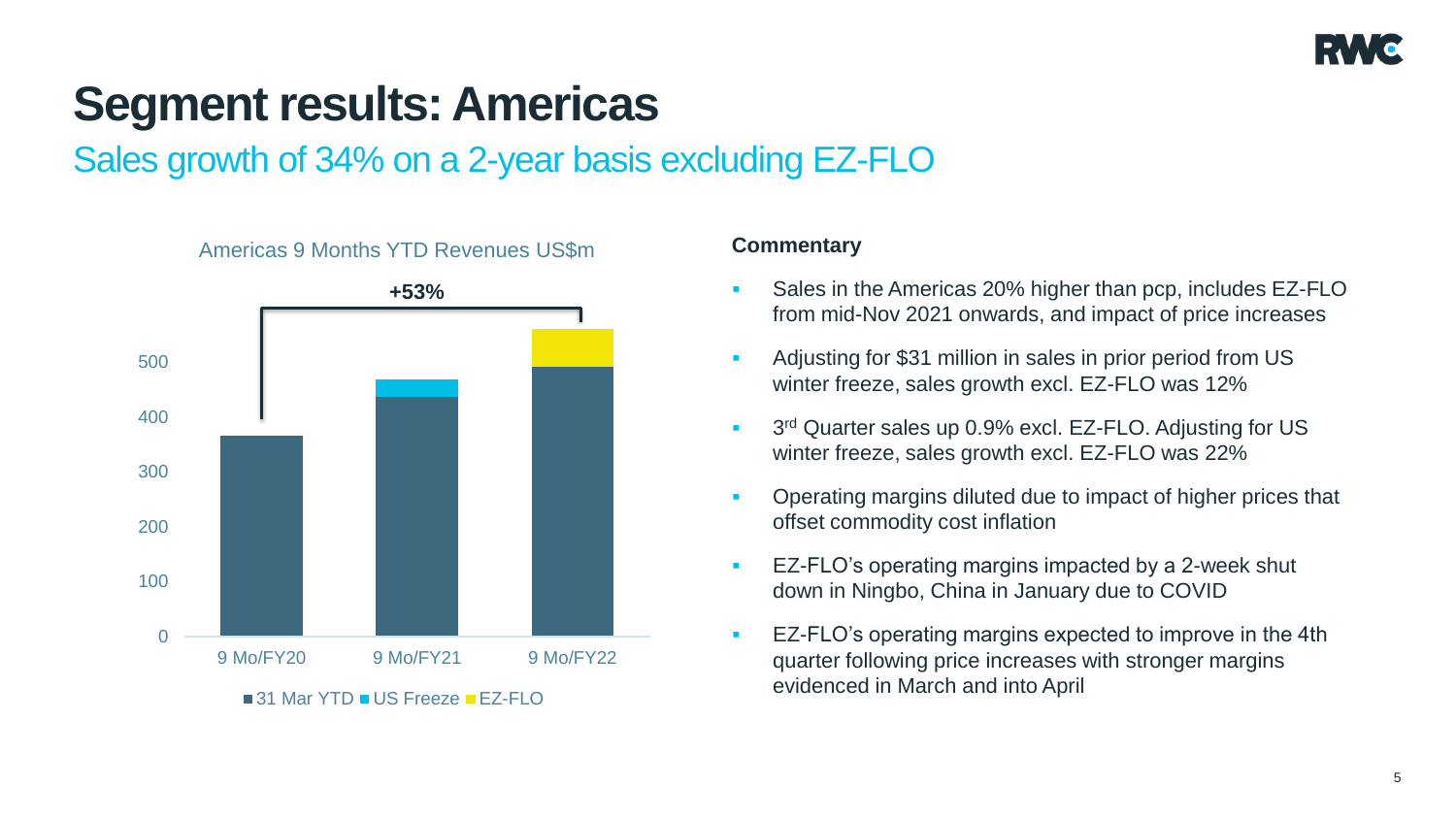# Segment results: Americas

## Sales growth of 34% on a 2-year basis excluding EZ-FLO

Americas 9 Months YTD Revenues US$m

+53%

| | 9 Mo/FY20 | 9 Mo/FY21 | 9 Mo/FY22 |
|---|---|---|---|
| 31 Mar YTD | ✓ | ✓ | ✓ |
| US Freeze | | ✓ | |
| EZ-FLO | | | ✓ |

### Commentary

- Sales in the Americas 20% higher than pcp, includes EZ-FLO from mid-Nov 2021 onwards, and impact of price increases
- Adjusting for $31 million in sales in prior period from US winter freeze, sales growth excl. EZ-FLO was 12%
- 3rd Quarter sales up 0.9% excl. EZ-FLO. Adjusting for US winter freeze, sales growth excl. EZ-FLO was 22%
- Operating margins diluted due to impact of higher prices that offset commodity cost inflation
- EZ-FLO's operating margins impacted by a 2-week shut down in Ningbo, China in January due to COVID
- EZ-FLO's operating margins expected to improve in the 4th quarter following price increases with stronger margins evidenced in March and into April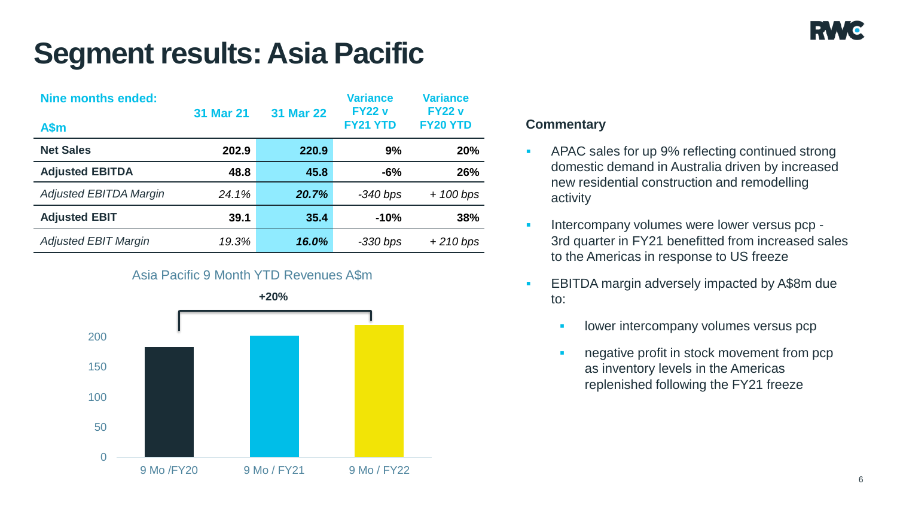# Segment results: Asia Pacific

| Nine months ended: A$m | 31 Mar 21 | 31 Mar 22 | Variance FY22 v FY21 YTD | Variance FY22 v FY20 YTD |
|---|---|---|---|---|
| **Net Sales** | **202.9** | **220.9** | **9%** | **20%** |
| **Adjusted EBITDA** | **48.8** | **45.8** | **-6%** | **26%** |
| *Adjusted EBITDA Margin* | *24.1%* | ***20.7%*** | *-340 bps* | *+ 100 bps* |
| **Adjusted EBIT** | **39.1** | **35.4** | **-10%** | **38%** |
| *Adjusted EBIT Margin* | *19.3%* | ***16.0%*** | *-330 bps* | *+ 210 bps* |

Asia Pacific 9 Month YTD Revenues A$m

+20%

| | Revenues A$m |
|---|---|
| 9 Mo /FY20 | |
| 9 Mo / FY21 | |
| 9 Mo / FY22 | |

### Commentary

- APAC sales for up 9% reflecting continued strong domestic demand in Australia driven by increased new residential construction and remodelling activity
- Intercompany volumes were lower versus pcp - 3rd quarter in FY21 benefitted from increased sales to the Americas in response to US freeze
- EBITDA margin adversely impacted by A$8m due to:
  - lower intercompany volumes versus pcp
  - negative profit in stock movement from pcp as inventory levels in the Americas replenished following the FY21 freeze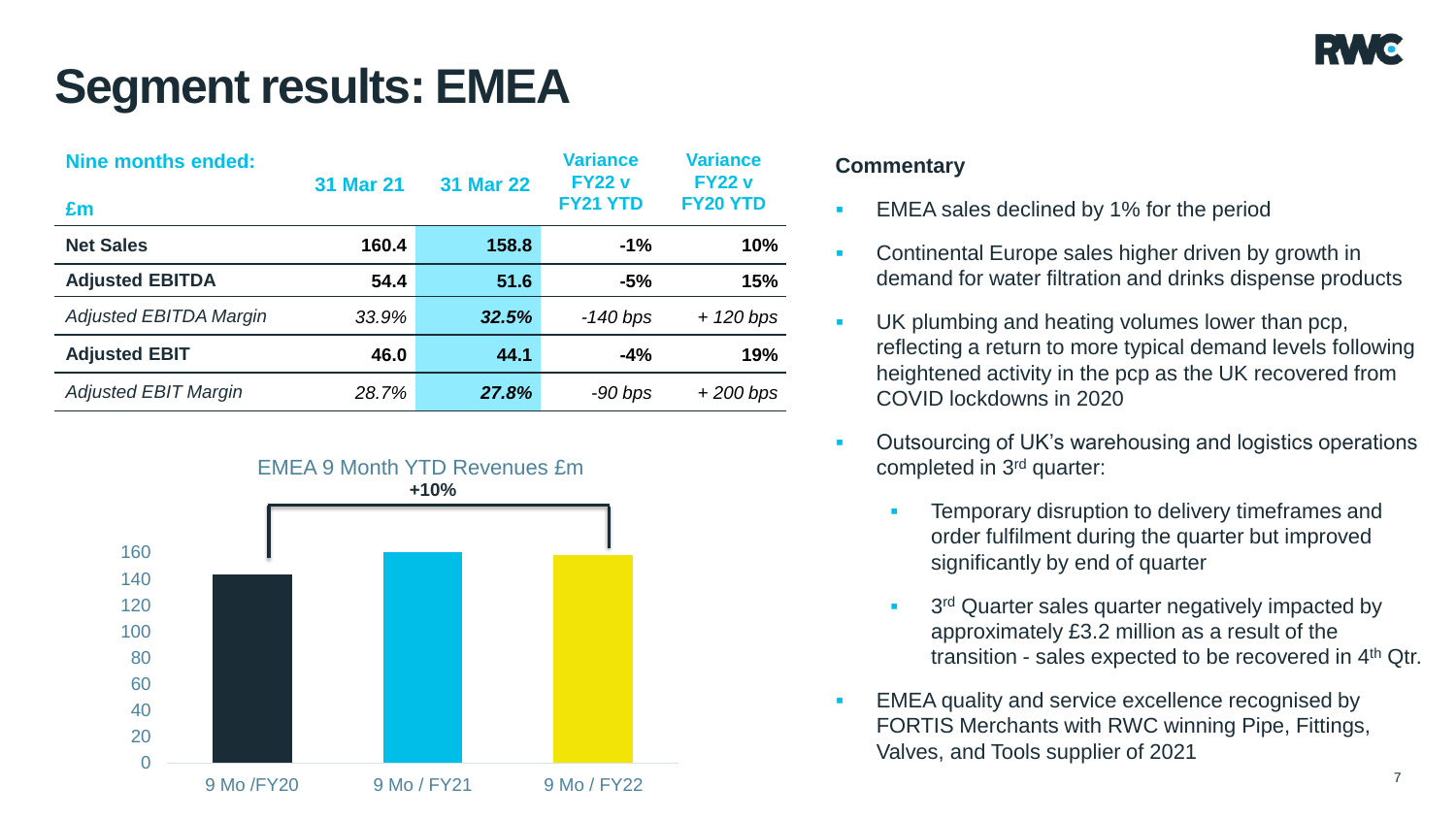# Segment results: EMEA

| Nine months ended: £m | 31 Mar 21 | 31 Mar 22 | Variance FY22 v FY21 YTD | Variance FY22 v FY20 YTD |
|---|---|---|---|---|
| **Net Sales** | **160.4** | **158.8** | **-1%** | **10%** |
| **Adjusted EBITDA** | **54.4** | **51.6** | **-5%** | **15%** |
| *Adjusted EBITDA Margin* | *33.9%* | ***32.5%*** | *-140 bps* | *+ 120 bps* |
| **Adjusted EBIT** | **46.0** | **44.1** | **-4%** | **19%** |
| *Adjusted EBIT Margin* | *28.7%* | ***27.8%*** | *-90 bps* | *+ 200 bps* |

EMEA 9 Month YTD Revenues £m

**+10%**

| | Revenues £m |
|---|---|
| 9 Mo /FY20 | ~144 |
| 9 Mo / FY21 | ~160 |
| 9 Mo / FY22 | ~158 |

## Commentary

- EMEA sales declined by 1% for the period
- Continental Europe sales higher driven by growth in demand for water filtration and drinks dispense products
- UK plumbing and heating volumes lower than pcp, reflecting a return to more typical demand levels following heightened activity in the pcp as the UK recovered from COVID lockdowns in 2020
- Outsourcing of UK's warehousing and logistics operations completed in 3rd quarter:
  - Temporary disruption to delivery timeframes and order fulfilment during the quarter but improved significantly by end of quarter
  - 3rd Quarter sales quarter negatively impacted by approximately £3.2 million as a result of the transition - sales expected to be recovered in 4th Qtr.
- EMEA quality and service excellence recognised by FORTIS Merchants with RWC winning Pipe, Fittings, Valves, and Tools supplier of 2021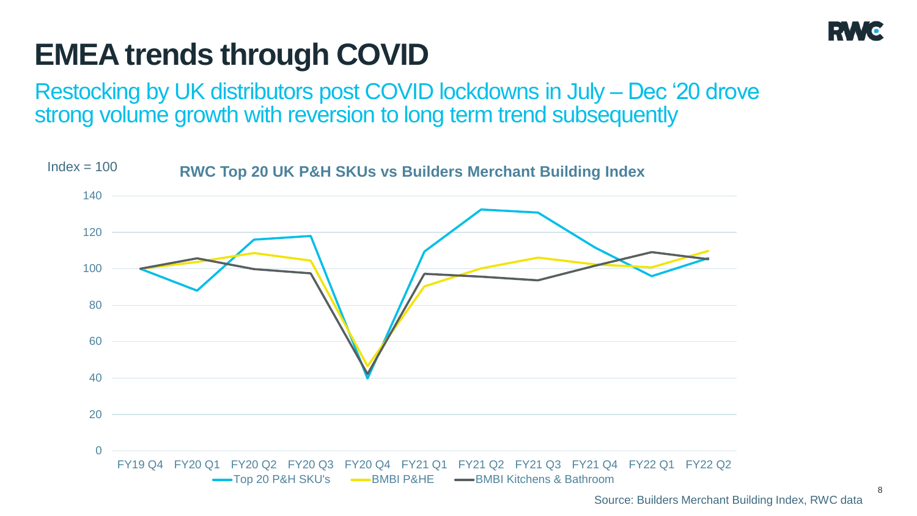# EMEA trends through COVID

## Restocking by UK distributors post COVID lockdowns in July – Dec '20 drove strong volume growth with reversion to long term trend subsequently

**RWC Top 20 UK P&H SKUs vs Builders Merchant Building Index**

Index = 100

Top 20 P&H SKU's | BMBI P&HE | BMBI Kitchens & Bathroom

Source: Builders Merchant Building Index, RWC data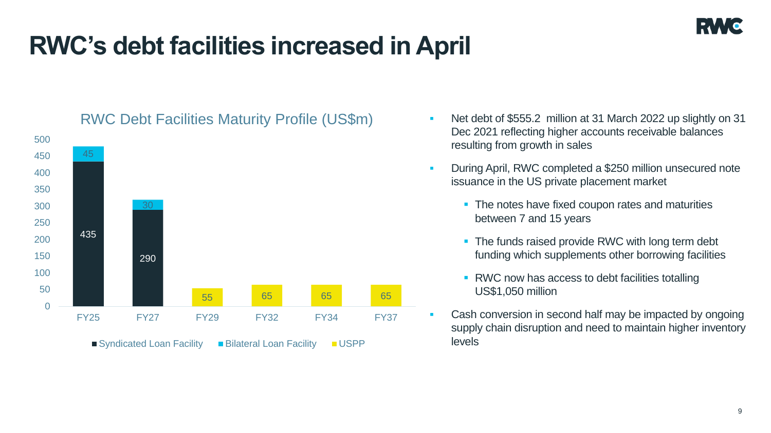# RWC's debt facilities increased in April

**RWC Debt Facilities Maturity Profile (US$m)**

| | FY25 | FY27 | FY29 | FY32 | FY34 | FY37 |
|---|---|---|---|---|---|---|
| Syndicated Loan Facility | 435 | 290 | | | | |
| Bilateral Loan Facility | 45 | 30 | | | | |
| USPP | | | 55 | 65 | 65 | 65 |

- Net debt of $555.2 million at 31 March 2022 up slightly on 31 Dec 2021 reflecting higher accounts receivable balances resulting from growth in sales
- During April, RWC completed a $250 million unsecured note issuance in the US private placement market
  - The notes have fixed coupon rates and maturities between 7 and 15 years
  - The funds raised provide RWC with long term debt funding which supplements other borrowing facilities
  - RWC now has access to debt facilities totalling US$1,050 million
- Cash conversion in second half may be impacted by ongoing supply chain disruption and need to maintain higher inventory levels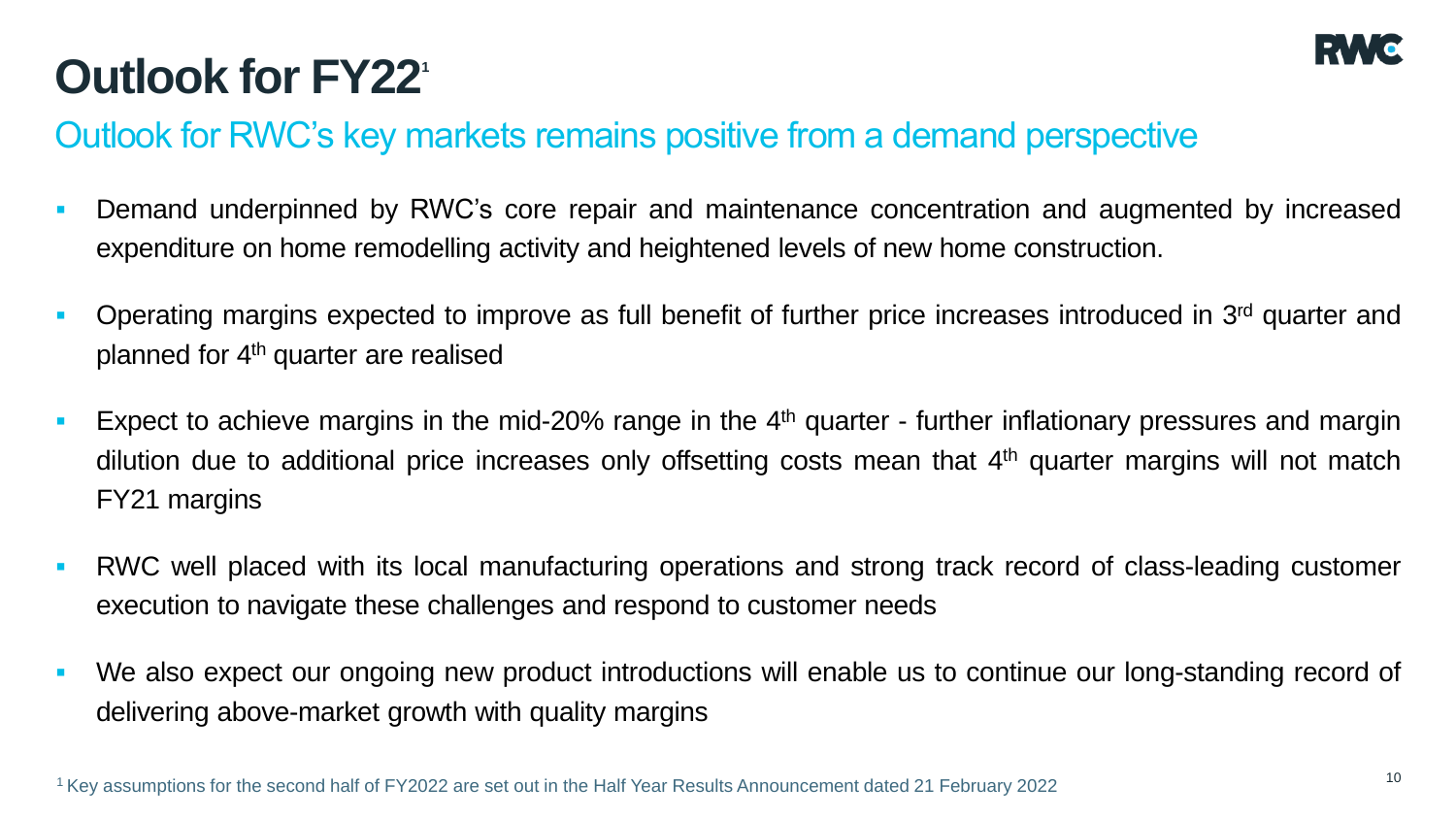# Outlook for FY22[1]

## Outlook for RWC's key markets remains positive from a demand perspective

- Demand underpinned by RWC's core repair and maintenance concentration and augmented by increased expenditure on home remodelling activity and heightened levels of new home construction.
- Operating margins expected to improve as full benefit of further price increases introduced in 3rd quarter and planned for 4th quarter are realised
- Expect to achieve margins in the mid-20% range in the 4th quarter - further inflationary pressures and margin dilution due to additional price increases only offsetting costs mean that 4th quarter margins will not match FY21 margins
- RWC well placed with its local manufacturing operations and strong track record of class-leading customer execution to navigate these challenges and respond to customer needs
- We also expect our ongoing new product introductions will enable us to continue our long-standing record of delivering above-market growth with quality margins

[1] Key assumptions for the second half of FY2022 are set out in the Half Year Results Announcement dated 21 February 2022